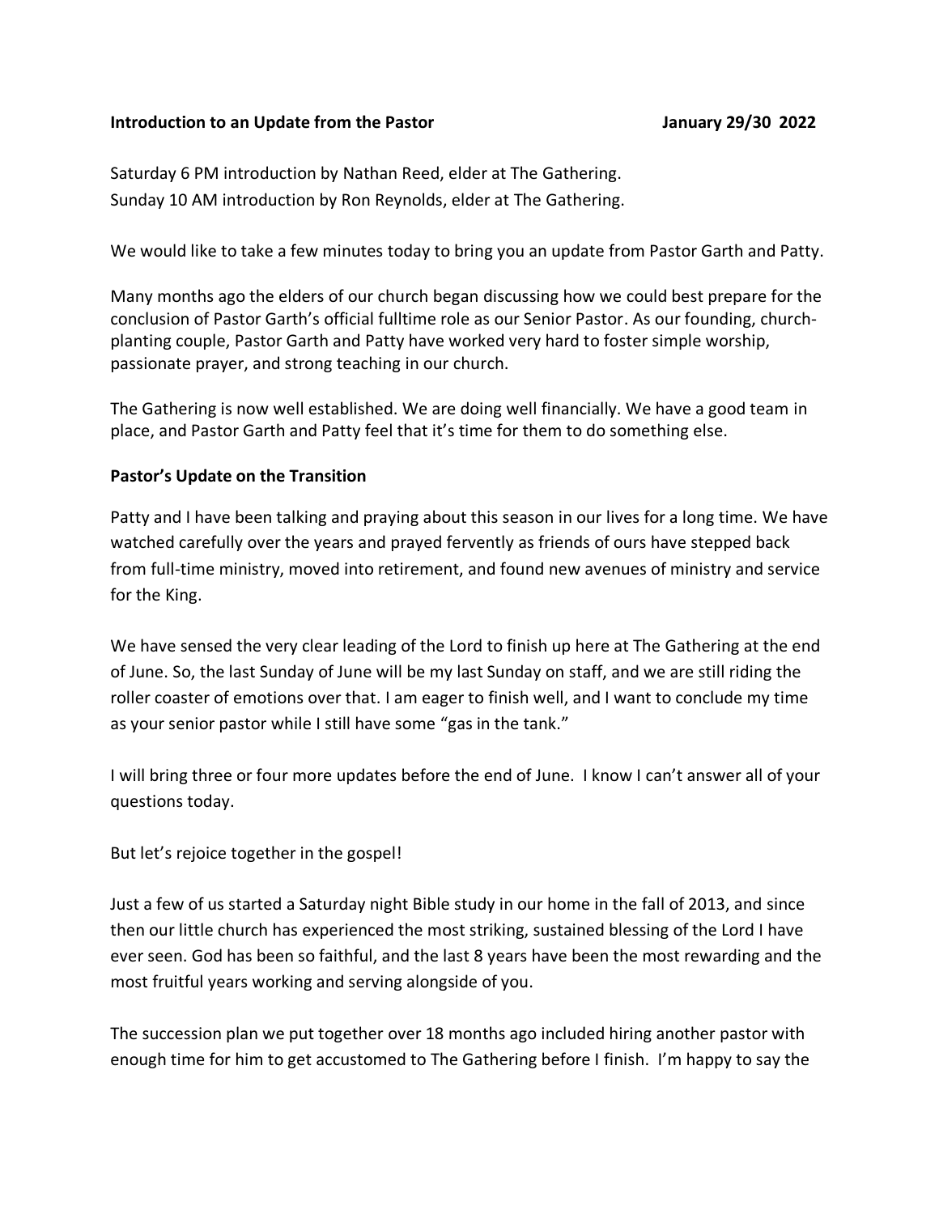**Introduction to an Update from the Pastor** **January 29/30 2022**

Saturday 6 PM introduction by Nathan Reed, elder at The Gathering.
Sunday 10 AM introduction by Ron Reynolds, elder at The Gathering.

We would like to take a few minutes today to bring you an update from Pastor Garth and Patty.

Many months ago the elders of our church began discussing how we could best prepare for the conclusion of Pastor Garth's official fulltime role as our Senior Pastor. As our founding, church-planting couple, Pastor Garth and Patty have worked very hard to foster simple worship, passionate prayer, and strong teaching in our church.

The Gathering is now well established. We are doing well financially. We have a good team in place, and Pastor Garth and Patty feel that it's time for them to do something else.

**Pastor's Update on the Transition**

Patty and I have been talking and praying about this season in our lives for a long time. We have watched carefully over the years and prayed fervently as friends of ours have stepped back from full-time ministry, moved into retirement, and found new avenues of ministry and service for the King.

We have sensed the very clear leading of the Lord to finish up here at The Gathering at the end of June. So, the last Sunday of June will be my last Sunday on staff, and we are still riding the roller coaster of emotions over that. I am eager to finish well, and I want to conclude my time as your senior pastor while I still have some "gas in the tank."

I will bring three or four more updates before the end of June. I know I can't answer all of your questions today.

But let's rejoice together in the gospel!

Just a few of us started a Saturday night Bible study in our home in the fall of 2013, and since then our little church has experienced the most striking, sustained blessing of the Lord I have ever seen. God has been so faithful, and the last 8 years have been the most rewarding and the most fruitful years working and serving alongside of you.

The succession plan we put together over 18 months ago included hiring another pastor with enough time for him to get accustomed to The Gathering before I finish. I'm happy to say the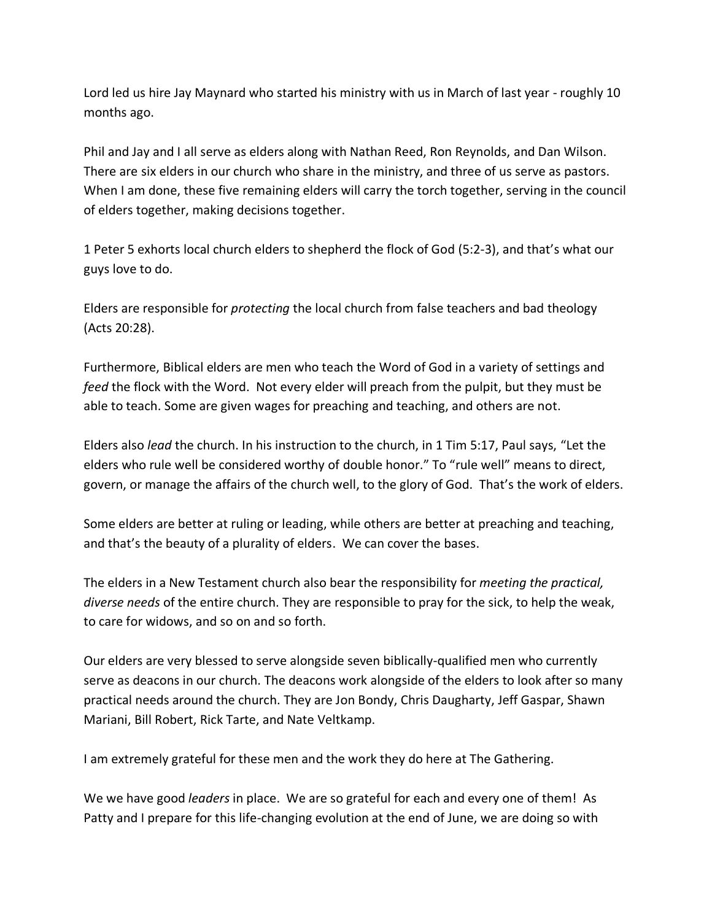Lord led us hire Jay Maynard who started his ministry with us in March of last year - roughly 10 months ago.

Phil and Jay and I all serve as elders along with Nathan Reed, Ron Reynolds, and Dan Wilson. There are six elders in our church who share in the ministry, and three of us serve as pastors. When I am done, these five remaining elders will carry the torch together, serving in the council of elders together, making decisions together.

1 Peter 5 exhorts local church elders to shepherd the flock of God (5:2-3), and that's what our guys love to do.

Elders are responsible for *protecting* the local church from false teachers and bad theology (Acts 20:28).

Furthermore, Biblical elders are men who teach the Word of God in a variety of settings and *feed* the flock with the Word. Not every elder will preach from the pulpit, but they must be able to teach. Some are given wages for preaching and teaching, and others are not.

Elders also *lead* the church. In his instruction to the church, in 1 Tim 5:17, Paul says, "Let the elders who rule well be considered worthy of double honor." To "rule well" means to direct, govern, or manage the affairs of the church well, to the glory of God. That's the work of elders.

Some elders are better at ruling or leading, while others are better at preaching and teaching, and that's the beauty of a plurality of elders. We can cover the bases.

The elders in a New Testament church also bear the responsibility for *meeting the practical, diverse needs* of the entire church. They are responsible to pray for the sick, to help the weak, to care for widows, and so on and so forth.

Our elders are very blessed to serve alongside seven biblically-qualified men who currently serve as deacons in our church. The deacons work alongside of the elders to look after so many practical needs around the church. They are Jon Bondy, Chris Daugharty, Jeff Gaspar, Shawn Mariani, Bill Robert, Rick Tarte, and Nate Veltkamp.

I am extremely grateful for these men and the work they do here at The Gathering.

We we have good *leaders* in place. We are so grateful for each and every one of them! As Patty and I prepare for this life-changing evolution at the end of June, we are doing so with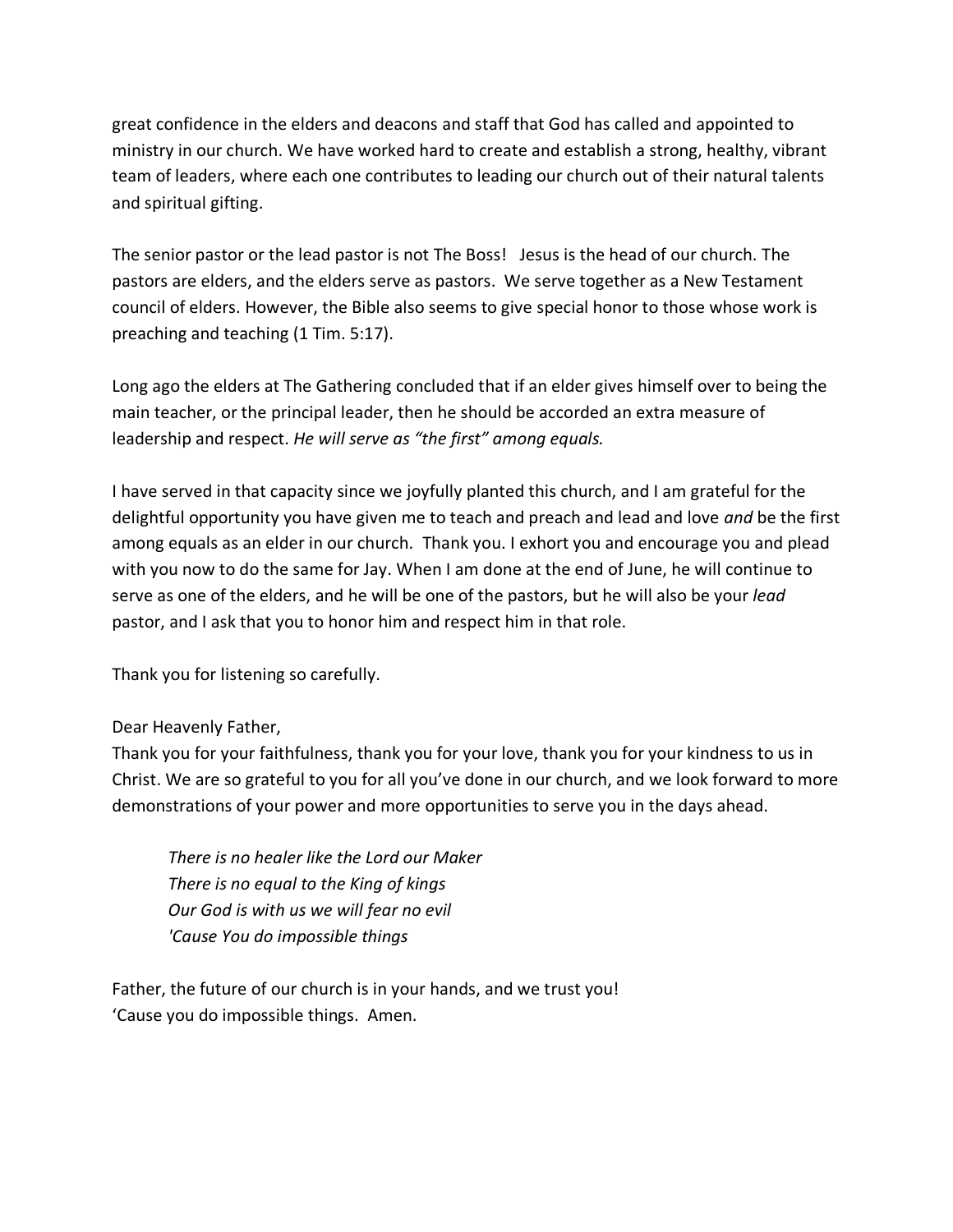great confidence in the elders and deacons and staff that God has called and appointed to ministry in our church. We have worked hard to create and establish a strong, healthy, vibrant team of leaders, where each one contributes to leading our church out of their natural talents and spiritual gifting.

The senior pastor or the lead pastor is not The Boss! Jesus is the head of our church. The pastors are elders, and the elders serve as pastors. We serve together as a New Testament council of elders. However, the Bible also seems to give special honor to those whose work is preaching and teaching (1 Tim. 5:17).

Long ago the elders at The Gathering concluded that if an elder gives himself over to being the main teacher, or the principal leader, then he should be accorded an extra measure of leadership and respect. *He will serve as "the first" among equals.*

I have served in that capacity since we joyfully planted this church, and I am grateful for the delightful opportunity you have given me to teach and preach and lead and love *and* be the first among equals as an elder in our church. Thank you. I exhort you and encourage you and plead with you now to do the same for Jay. When I am done at the end of June, he will continue to serve as one of the elders, and he will be one of the pastors, but he will also be your *lead* pastor, and I ask that you to honor him and respect him in that role.

Thank you for listening so carefully.

Dear Heavenly Father,
Thank you for your faithfulness, thank you for your love, thank you for your kindness to us in Christ. We are so grateful to you for all you've done in our church, and we look forward to more demonstrations of your power and more opportunities to serve you in the days ahead.

> *There is no healer like the Lord our Maker*
> *There is no equal to the King of kings*
> *Our God is with us we will fear no evil*
> *'Cause You do impossible things*

Father, the future of our church is in your hands, and we trust you!
'Cause you do impossible things. Amen.